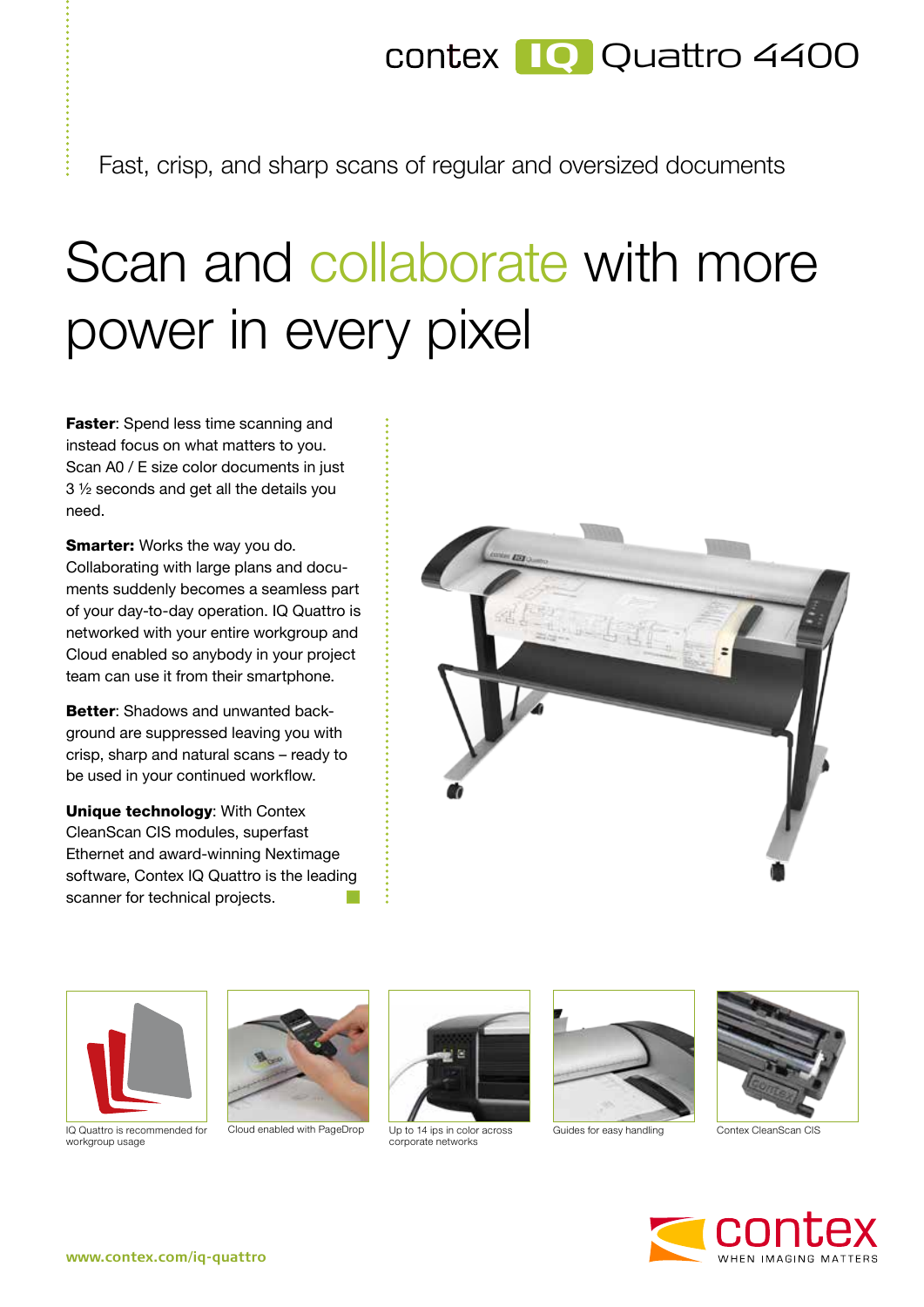# contex IQ Quattro 4400

Fast, crisp, and sharp scans of regular and oversized documents

## Scan and collaborate with more power in every pixel

**Faster**: Spend less time scanning and instead focus on what matters to you. Scan A0 / E size color documents in just 3 ½ seconds and get all the details you need.

**Smarter:** Works the way you do. Collaborating with large plans and documents suddenly becomes a seamless part of your day-to-day operation. IQ Quattro is networked with your entire workgroup and Cloud enabled so anybody in your project team can use it from their smartphone.

**Better**: Shadows and unwanted background are suppressed leaving you with crisp, sharp and natural scans – ready to be used in your continued workflow.

**Unique technology**: With Contex CleanScan CIS modules, superfast Ethernet and award-winning Nextimage software, Contex IQ Quattro is the leading scanner for technical projects.

IQ Quattro is recommended for workgroup usage

Cloud enabled with PageDrop

Up to 14 ips in color across corporate networks

Guides for easy handling

Contex CleanScan CIS

www.contex.com/iq-quattro

contex WHEN IMAGING MATTERS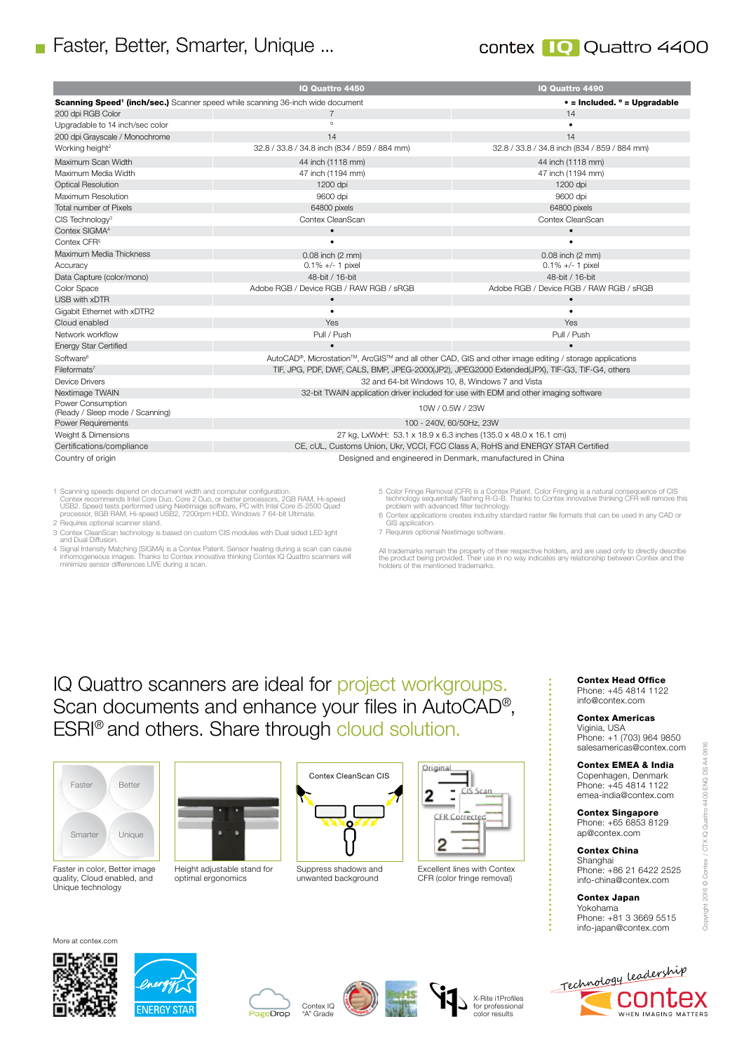# Faster, Better, Smarter, Unique ...

contex IQ Quattro 4400

| | IQ Quattro 4450 | IQ Quattro 4490 |
|---|---|---|
| **Scanning Speed[1] (inch/sec.)** Scanner speed while scanning 36-inch wide document | | **• = Included. ° = Upgradable** |
| 200 dpi RGB Color | 7 | 14 |
| Upgradable to 14 inch/sec color | ° | • |
| 200 dpi Grayscale / Monochrome | 14 | 14 |
| Working height[2] | 32.8 / 33.8 / 34.8 inch (834 / 859 / 884 mm) | 32.8 / 33.8 / 34.8 inch (834 / 859 / 884 mm) |
| Maximum Scan Width | 44 inch (1118 mm) | 44 inch (1118 mm) |
| Maximum Media Width | 47 inch (1194 mm) | 47 inch (1194 mm) |
| Optical Resolution | 1200 dpi | 1200 dpi |
| Maximum Resolution | 9600 dpi | 9600 dpi |
| Total number of Pixels | 64800 pixels | 64800 pixels |
| CIS Technology[3] | Contex CleanScan | Contex CleanScan |
| Contex SIGMA[4] | • | • |
| Contex CFR[5] | • | • |
| Maximum Media Thickness | 0.08 inch (2 mm) | 0.08 inch (2 mm) |
| Accuracy | 0.1% +/- 1 pixel | 0.1% +/- 1 pixel |
| Data Capture (color/mono) | 48-bit / 16-bit | 48-bit / 16-bit |
| Color Space | Adobe RGB / Device RGB / RAW RGB / sRGB | Adobe RGB / Device RGB / RAW RGB / sRGB |
| USB with xDTR | • | • |
| Gigabit Ethernet with xDTR2 | • | • |
| Cloud enabled | Yes | Yes |
| Network workflow | Pull / Push | Pull / Push |
| Energy Star Certified | • | • |
| Software[6] | AutoCAD®, Microstation™, ArcGIS™ and all other CAD, GIS and other image editing / storage applications | |
| Fileformats[7] | TIF, JPG, PDF, DWF, CALS, BMP, JPEG-2000(JP2), JPEG2000 Extended(JPX), TIF-G3, TIF-G4, others | |
| Device Drivers | 32 and 64-bit Windows 10, 8, Windows 7 and Vista | |
| Nextimage TWAIN | 32-bit TWAIN application driver included for use with EDM and other imaging software | |
| Power Consumption (Ready / Sleep mode / Scanning) | 10W / 0.5W / 23W | |
| Power Requirements | 100 - 240V, 60/50Hz, 23W | |
| Weight & Dimensions | 27 kg, LxWxH: 53.1 x 18.9 x 6.3 inches (135.0 x 48.0 x 16.1 cm) | |
| Certifications/compliance | CE, cUL, Customs Union, Ukr, VCCI, FCC Class A, RoHS and ENERGY STAR Certified | |
| Country of origin | Designed and engineered in Denmark, manufactured in China | |

1 Scanning speeds depend on document width and computer configuration. Contex recommends Intel Core Duo, Core 2 Duo, or better processors, 2GB RAM, Hi-speed USB2. Speed tests performed using Nextimage software, PC with Intel Core i5-2500 Quad processor, 8GB RAM, Hi-speed USB2, 7200rpm HDD, Windows 7 64-bit Ultimate.
2 Requires optional scanner stand.
3 Contex CleanScan technology is based on custom CIS modules with Dual sided LED light and Dual Diffusion.
4 Signal Intensity Matching (SIGMA) is a Contex Patent. Sensor heating during a scan can cause inhomogeneous images. Thanks to Contex innovative thinking Contex IQ Quattro scanners will minimize sensor differences LIVE during a scan.
5 Color Fringe Removal (CFR) is a Contex Patent. Color Fringing is a natural consequence of CIS technology sequentially flashing R-G-B. Thanks to Contex innovative thinking CFR will remove this problem with advanced filter technology.
6 Contex applications creates industry standard raster file formats that can be used in any CAD or GIS application.
7 Requires optional Nextimage software.

All trademarks remain the property of their respective holders, and are used only to directly describe the product being provided. Their use in no way indicates any relationship between Contex and the holders of the mentioned trademarks.

## IQ Quattro scanners are ideal for project workgroups. Scan documents and enhance your files in AutoCAD®, ESRI® and others. Share through cloud solution.

Faster, Better, Smarter, Unique

Faster in color, Better image quality, Cloud enabled, and Unique technology

Height adjustable stand for optimal ergonomics

Contex CleanScan CIS

Suppress shadows and unwanted background

Original, CIS Scan, CFR Corrected

Excellent lines with Contex CFR (color fringe removal)

**Contex Head Office**
Phone: +45 4814 1122
info@contex.com

**Contex Americas**
Viginia, USA
Phone: +1 (703) 964 9850
salesamericas@contex.com

**Contex EMEA & India**
Copenhagen, Denmark
Phone: +45 4814 1122
emea-india@contex.com

**Contex Singapore**
Phone: +65 6853 8129
ap@contex.com

**Contex China**
Shanghai
Phone: +86 21 6422 2525
info-china@contex.com

**Contex Japan**
Yokohama
Phone: +81 3 3669 5515
info-japan@contex.com

Copyright 2016 © Contex / CTX IQ Quattro 4400 ENG DS A4 0816

More at contex.com

ENERGY STAR

PageDrop

Contex IQ "A" Grade

RoHS

X-Rite i1Profiles for professional color results

Technology leadership

contex WHEN IMAGING MATTERS